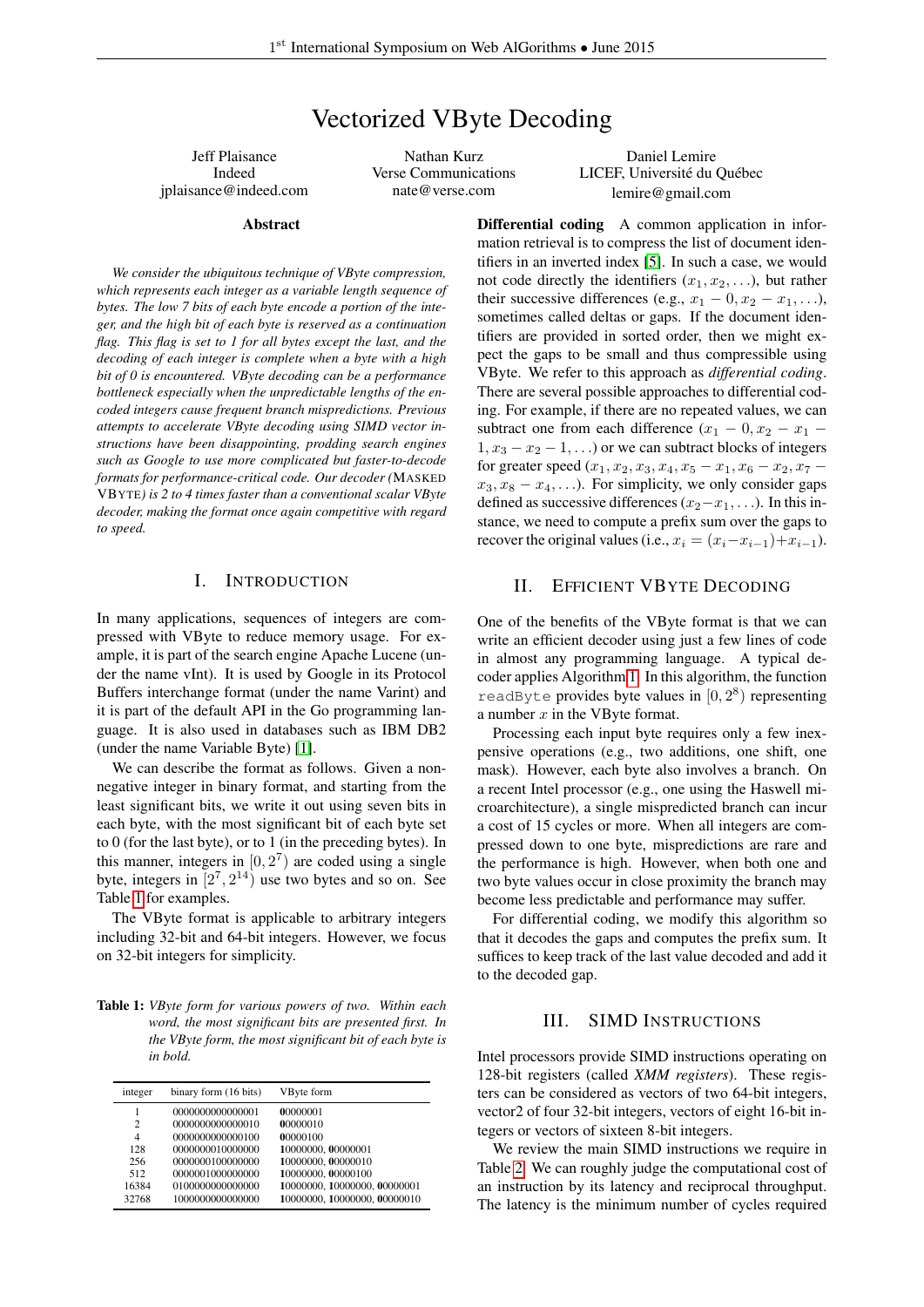# Vectorized VByte Decoding

Jeff Plaisance
Indeed
jplaisance@indeed.com

Nathan Kurz
Verse Communications
nate@verse.com

Daniel Lemire
LICEF, Université du Québec
lemire@gmail.com

## Abstract

*We consider the ubiquitous technique of VByte compression, which represents each integer as a variable length sequence of bytes. The low 7 bits of each byte encode a portion of the integer, and the high bit of each byte is reserved as a continuation flag. This flag is set to 1 for all bytes except the last, and the decoding of each integer is complete when a byte with a high bit of 0 is encountered. VByte decoding can be a performance bottleneck especially when the unpredictable lengths of the encoded integers cause frequent branch mispredictions. Previous attempts to accelerate VByte decoding using SIMD vector instructions have been disappointing, prodding search engines such as Google to use more complicated but faster-to-decode formats for performance-critical code. Our decoder (*MASKED VBYTE*) is 2 to 4 times faster than a conventional scalar VByte decoder, making the format once again competitive with regard to speed.*

## I. Introduction

In many applications, sequences of integers are compressed with VByte to reduce memory usage. For example, it is part of the search engine Apache Lucene (under the name vInt). It is used by Google in its Protocol Buffers interchange format (under the name Varint) and it is part of the default API in the Go programming language. It is also used in databases such as IBM DB2 (under the name Variable Byte) [1].

We can describe the format as follows. Given a non-negative integer in binary format, and starting from the least significant bits, we write it out using seven bits in each byte, with the most significant bit of each byte set to 0 (for the last byte), or to 1 (in the preceding bytes). In this manner, integers in $[0, 2^7)$ are coded using a single byte, integers in $[2^7, 2^{14})$ use two bytes and so on. See Table 1 for examples.

The VByte format is applicable to arbitrary integers including 32-bit and 64-bit integers. However, we focus on 32-bit integers for simplicity.

**Table 1:** *VByte form for various powers of two. Within each word, the most significant bits are presented first. In the VByte form, the most significant bit of each byte is in bold.*

| integer | binary form (16 bits) | VByte form |
|---|---|---|
| 1 | 0000000000000001 | **0**0000001 |
| 2 | 0000000000000010 | **0**0000010 |
| 4 | 0000000000000100 | **0**0000100 |
| 128 | 0000000010000000 | **1**0000000, **0**0000001 |
| 256 | 0000000100000000 | **1**0000000, **0**0000010 |
| 512 | 0000001000000000 | **1**0000000, **0**0000100 |
| 16384 | 0100000000000000 | **1**0000000, **1**0000000, **0**0000001 |
| 32768 | 1000000000000000 | **1**0000000, **1**0000000, **0**0000010 |

**Differential coding** A common application in information retrieval is to compress the list of document identifiers in an inverted index [5]. In such a case, we would not code directly the identifiers $(x_1, x_2, \ldots)$, but rather their successive differences (e.g., $x_1 - 0, x_2 - x_1, \ldots$), sometimes called deltas or gaps. If the document identifiers are provided in sorted order, then we might expect the gaps to be small and thus compressible using VByte. We refer to this approach as *differential coding*. There are several possible approaches to differential coding. For example, if there are no repeated values, we can subtract one from each difference $(x_1 - 0, x_2 - x_1 - 1, x_3 - x_2 - 1, \ldots)$ or we can subtract blocks of integers for greater speed $(x_1, x_2, x_3, x_4, x_5 - x_1, x_6 - x_2, x_7 - x_3, x_8 - x_4, \ldots)$. For simplicity, we only consider gaps defined as successive differences $(x_2 - x_1, \ldots)$. In this instance, we need to compute a prefix sum over the gaps to recover the original values (i.e., $x_i = (x_i - x_{i-1}) + x_{i-1}$).

## II. Efficient VByte Decoding

One of the benefits of the VByte format is that we can write an efficient decoder using just a few lines of code in almost any programming language. A typical decoder applies Algorithm 1. In this algorithm, the function `readByte` provides byte values in $[0, 2^8)$ representing a number $x$ in the VByte format.

Processing each input byte requires only a few inexpensive operations (e.g., two additions, one shift, one mask). However, each byte also involves a branch. On a recent Intel processor (e.g., one using the Haswell microarchitecture), a single mispredicted branch can incur a cost of 15 cycles or more. When all integers are compressed down to one byte, mispredictions are rare and the performance is high. However, when both one and two byte values occur in close proximity the branch may become less predictable and performance may suffer.

For differential coding, we modify this algorithm so that it decodes the gaps and computes the prefix sum. It suffices to keep track of the last value decoded and add it to the decoded gap.

## III. SIMD Instructions

Intel processors provide SIMD instructions operating on 128-bit registers (called *XMM registers*). These registers can be considered as vectors of two 64-bit integers, vector2 of four 32-bit integers, vectors of eight 16-bit integers or vectors of sixteen 8-bit integers.

We review the main SIMD instructions we require in Table 2. We can roughly judge the computational cost of an instruction by its latency and reciprocal throughput. The latency is the minimum number of cycles required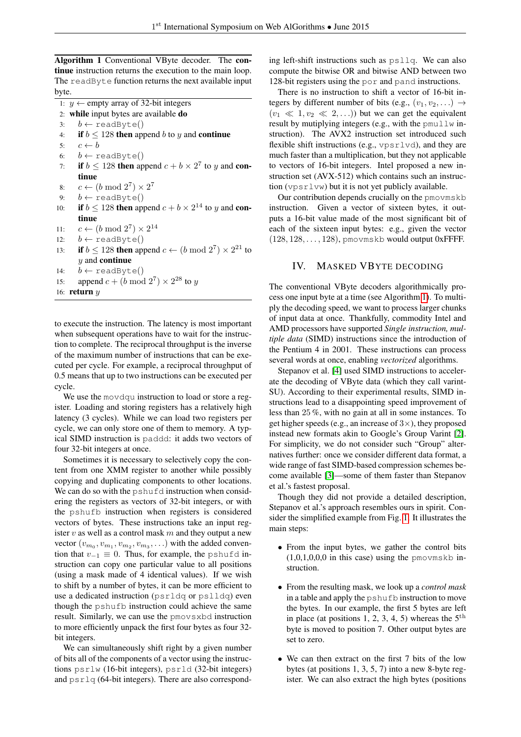**Algorithm 1** Conventional VByte decoder. The **continue** instruction returns the execution to the main loop. The `readByte` function returns the next available input byte.

```
1:  y ← empty array of 32-bit integers
2:  while input bytes are available do
3:      b ← readByte()
4:      if b ≤ 128 then append b to y and continue
5:      c ← b
6:      b ← readByte()
7:      if b ≤ 128 then append c + b × 2^7 to y and continue
8:      c ← (b mod 2^7) × 2^7
9:      b ← readByte()
10:     if b ≤ 128 then append c + b × 2^14 to y and continue
11:     c ← (b mod 2^7) × 2^14
12:     b ← readByte()
13:     if b ≤ 128 then append c ← (b mod 2^7) × 2^21 to y and continue
14:     b ← readByte()
15:     append c + (b mod 2^7) × 2^28 to y
16: return y
```

to execute the instruction. The latency is most important when subsequent operations have to wait for the instruction to complete. The reciprocal throughput is the inverse of the maximum number of instructions that can be executed per cycle. For example, a reciprocal throughput of 0.5 means that up to two instructions can be executed per cycle.

We use the `movdqu` instruction to load or store a register. Loading and storing registers has a relatively high latency (3 cycles). While we can load two registers per cycle, we can only store one of them to memory. A typical SIMD instruction is `paddd`: it adds two vectors of four 32-bit integers at once.

Sometimes it is necessary to selectively copy the content from one XMM register to another while possibly copying and duplicating components to other locations. We can do so with the `pshufd` instruction when considering the registers as vectors of 32-bit integers, or with the `pshufb` instruction when registers is considered vectors of bytes. These instructions take an input register $v$ as well as a control mask $m$ and they output a new vector $(v_{m_0}, v_{m_1}, v_{m_2}, v_{m_3}, \ldots)$ with the added convention that $v_{-1} \equiv 0$. Thus, for example, the `pshufd` instruction can copy one particular value to all positions (using a mask made of 4 identical values). If we wish to shift by a number of bytes, it can be more efficient to use a dedicated instruction (`psrldq` or `pslldq`) even though the `pshufb` instruction could achieve the same result. Similarly, we can use the `pmovsxbd` instruction to more efficiently unpack the first four bytes as four 32-bit integers.

We can simultaneously shift right by a given number of bits all of the components of a vector using the instructions `psrlw` (16-bit integers), `psrld` (32-bit integers) and `psrlq` (64-bit integers). There are also corresponding left-shift instructions such as `psllq`. We can also compute the bitwise OR and bitwise AND between two 128-bit registers using the `por` and `pand` instructions.

There is no instruction to shift a vector of 16-bit integers by different number of bits (e.g., $(v_1, v_2, \ldots) \to (v_1 \ll 1, v_2 \ll 2, \ldots)$) but we can get the equivalent result by mutiplying integers (e.g., with the `pmullw` instruction). The AVX2 instruction set introduced such flexible shift instructions (e.g., `vpsrlvd`), and they are much faster than a multiplication, but they not applicable to vectors of 16-bit integers. Intel proposed a new instruction set (AVX-512) which contains such an instruction (`vpsrlvw`) but it is not yet publicly available.

Our contribution depends crucially on the `pmovmskb` instruction. Given a vector of sixteen bytes, it outputs a 16-bit value made of the most significant bit of each of the sixteen input bytes: e.g., given the vector $(128, 128, \ldots, 128)$, `pmovmskb` would output 0xFFFF.

## IV. Masked VByte decoding

The conventional VByte decoders algorithmically process one input byte at a time (see Algorithm 1). To multiply the decoding speed, we want to process larger chunks of input data at once. Thankfully, commodity Intel and AMD processors have supported *Single instruction, multiple data* (SIMD) instructions since the introduction of the Pentium 4 in 2001. These instructions can process several words at once, enabling *vectorized* algorithms.

Stepanov et al. [4] used SIMD instructions to accelerate the decoding of VByte data (which they call varint-SU). According to their experimental results, SIMD instructions lead to a disappointing speed improvement of less than 25 %, with no gain at all in some instances. To get higher speeds (e.g., an increase of 3×), they proposed instead new formats akin to Google's Group Varint [2]. For simplicity, we do not consider such "Group" alternatives further: once we consider different data format, a wide range of fast SIMD-based compression schemes become available [3]—some of them faster than Stepanov et al.'s fastest proposal.

Though they did not provide a detailed description, Stepanov et al.'s approach resembles ours in spirit. Consider the simplified example from Fig. 1. It illustrates the main steps:

- From the input bytes, we gather the control bits (1,0,1,0,0,0 in this case) using the `pmovmskb` instruction.
- From the resulting mask, we look up a *control mask* in a table and apply the `pshufb` instruction to move the bytes. In our example, the first 5 bytes are left in place (at positions 1, 2, 3, 4, 5) whereas the 5th byte is moved to position 7. Other output bytes are set to zero.
- We can then extract on the first 7 bits of the low bytes (at positions 1, 3, 5, 7) into a new 8-byte register. We can also extract the high bytes (positions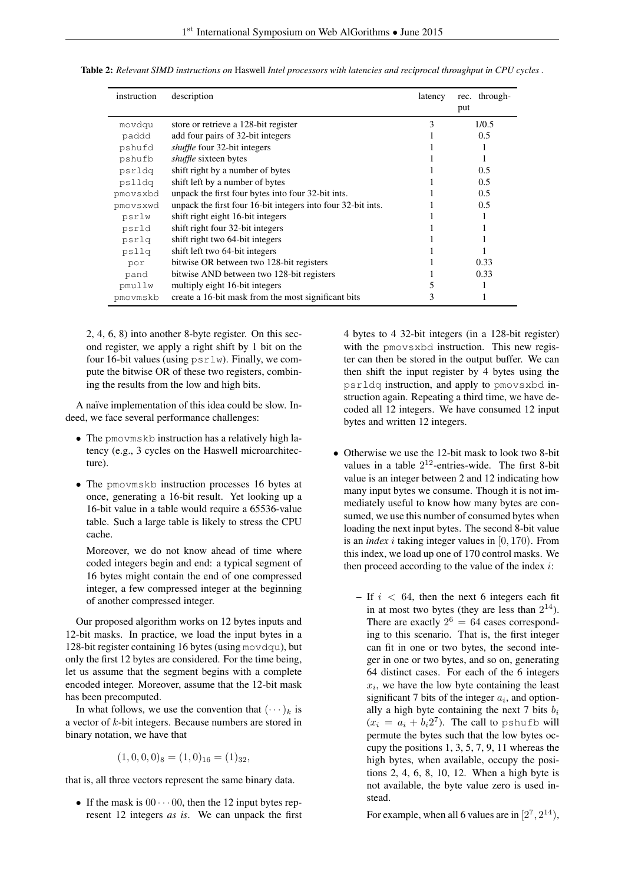**Table 2:** *Relevant SIMD instructions on* Haswell *Intel processors with latencies and reciprocal throughput in CPU cycles .*

| instruction | description | latency | rec. throughput |
|---|---|---|---|
| movdqu | store or retrieve a 128-bit register | 3 | 1/0.5 |
| paddd | add four pairs of 32-bit integers | 1 | 0.5 |
| pshufd | *shuffle* four 32-bit integers | 1 | 1 |
| pshufb | *shuffle* sixteen bytes | 1 | 1 |
| psrldq | shift right by a number of bytes | 1 | 0.5 |
| pslldq | shift left by a number of bytes | 1 | 0.5 |
| pmovsxbd | unpack the first four bytes into four 32-bit ints. | 1 | 0.5 |
| pmovsxwd | unpack the first four 16-bit integers into four 32-bit ints. | 1 | 0.5 |
| psrlw | shift right eight 16-bit integers | 1 | 1 |
| psrld | shift right four 32-bit integers | 1 | 1 |
| psrlq | shift right two 64-bit integers | 1 | 1 |
| psllq | shift left two 64-bit integers | 1 | 1 |
| por | bitwise OR between two 128-bit registers | 1 | 0.33 |
| pand | bitwise AND between two 128-bit registers | 1 | 0.33 |
| pmullw | multiply eight 16-bit integers | 5 | 1 |
| pmovmskb | create a 16-bit mask from the most significant bits | 3 | 1 |

2, 4, 6, 8) into another 8-byte register. On this second register, we apply a right shift by 1 bit on the four 16-bit values (using psrlw). Finally, we compute the bitwise OR of these two registers, combining the results from the low and high bits.

A naïve implementation of this idea could be slow. Indeed, we face several performance challenges:

- The pmovmskb instruction has a relatively high latency (e.g., 3 cycles on the Haswell microarchitecture).
- The pmovmskb instruction processes 16 bytes at once, generating a 16-bit result. Yet looking up a 16-bit value in a table would require a 65536-value table. Such a large table is likely to stress the CPU cache.

  Moreover, we do not know ahead of time where coded integers begin and end: a typical segment of 16 bytes might contain the end of one compressed integer, a few compressed integer at the beginning of another compressed integer.

Our proposed algorithm works on 12 bytes inputs and 12-bit masks. In practice, we load the input bytes in a 128-bit register containing 16 bytes (using movdqu), but only the first 12 bytes are considered. For the time being, let us assume that the segment begins with a complete encoded integer. Moreover, assume that the 12-bit mask has been precomputed.

In what follows, we use the convention that $(\cdots)_k$ is a vector of $k$-bit integers. Because numbers are stored in binary notation, we have that

$$(1, 0, 0, 0)_8 = (1, 0)_{16} = (1)_{32},$$

that is, all three vectors represent the same binary data.

- If the mask is $00 \cdots 00$, then the 12 input bytes represent 12 integers *as is*. We can unpack the first 4 bytes to 4 32-bit integers (in a 128-bit register) with the pmovsxbd instruction. This new register can then be stored in the output buffer. We can then shift the input register by 4 bytes using the psrldq instruction, and apply to pmovsxbd instruction again. Repeating a third time, we have decoded all 12 integers. We have consumed 12 input bytes and written 12 integers.
- Otherwise we use the 12-bit mask to look two 8-bit values in a table $2^{12}$-entries-wide. The first 8-bit value is an integer between 2 and 12 indicating how many input bytes we consume. Though it is not immediately useful to know how many bytes are consumed, we use this number of consumed bytes when loading the next input bytes. The second 8-bit value is an *index* $i$ taking integer values in $[0, 170)$. From this index, we load up one of 170 control masks. We then proceed according to the value of the index $i$:
  - If $i < 64$, then the next 6 integers each fit in at most two bytes (they are less than $2^{14}$). There are exactly $2^6 = 64$ cases corresponding to this scenario. That is, the first integer can fit in one or two bytes, the second integer in one or two bytes, and so on, generating 64 distinct cases. For each of the 6 integers $x_i$, we have the low byte containing the least significant 7 bits of the integer $a_i$, and optionally a high byte containing the next 7 bits $b_i$ ($x_i = a_i + b_i 2^7$). The call to pshufb will permute the bytes such that the low bytes occupy the positions 1, 3, 5, 7, 9, 11 whereas the high bytes, when available, occupy the positions 2, 4, 6, 8, 10, 12. When a high byte is not available, the byte value zero is used instead.

    For example, when all 6 values are in $[2^7, 2^{14})$,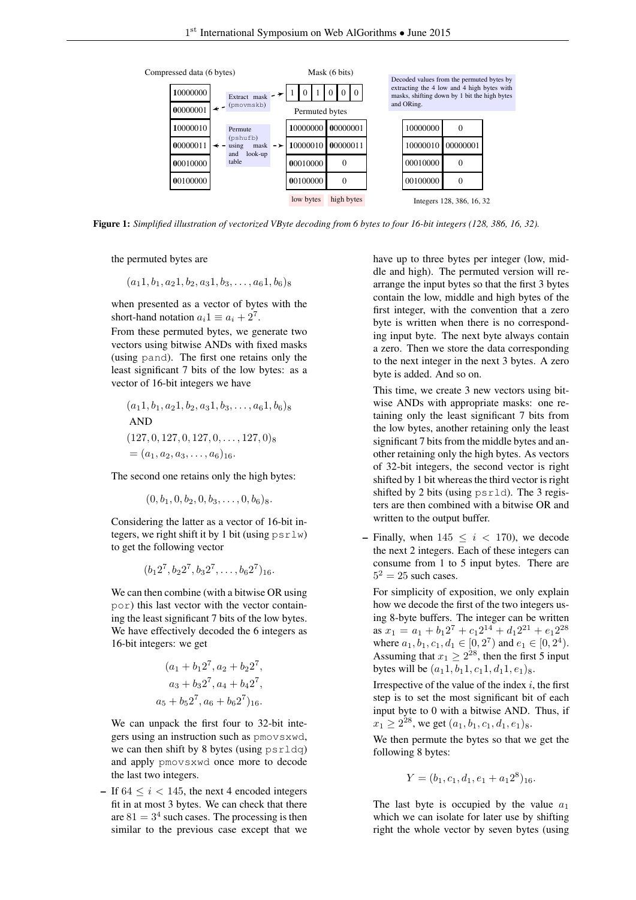Figure 1: *Simplified illustration of vectorized VByte decoding from 6 bytes to four 16-bit integers (128, 386, 16, 32).*

the permuted bytes are

$$(a_1 1, b_1, a_2 1, b_2, a_3 1, b_3, \ldots, a_6 1, b_6)_8$$

when presented as a vector of bytes with the short-hand notation $a_i 1 \equiv a_i + 2^7$.

From these permuted bytes, we generate two vectors using bitwise ANDs with fixed masks (using pand). The first one retains only the least significant 7 bits of the low bytes: as a vector of 16-bit integers we have

$$\begin{aligned}
&(a_1 1, b_1, a_2 1, b_2, a_3 1, b_3, \ldots, a_6 1, b_6)_8 \\
&\text{AND} \\
&(127, 0, 127, 0, 127, 0, \ldots, 127, 0)_8 \\
&= (a_1, a_2, a_3, \ldots, a_6)_{16}.
\end{aligned}$$

The second one retains only the high bytes:

$$(0, b_1, 0, b_2, 0, b_3, \ldots, 0, b_6)_8.$$

Considering the latter as a vector of 16-bit integers, we right shift it by 1 bit (using psrlw) to get the following vector

$$(b_1 2^7, b_2 2^7, b_3 2^7, \ldots, b_6 2^7)_{16}.$$

We can then combine (with a bitwise OR using por) this last vector with the vector containing the least significant 7 bits of the low bytes. We have effectively decoded the 6 integers as 16-bit integers: we get

$$\begin{aligned}
&(a_1 + b_1 2^7, a_2 + b_2 2^7, \\
&a_3 + b_3 2^7, a_4 + b_4 2^7, \\
&a_5 + b_5 2^7, a_6 + b_6 2^7)_{16}.
\end{aligned}$$

We can unpack the first four to 32-bit integers using an instruction such as pmovsxwd, we can then shift by 8 bytes (using psrldq) and apply pmovsxwd once more to decode the last two integers.

- If $64 \leq i < 145$, the next 4 encoded integers fit in at most 3 bytes. We can check that there are $81 = 3^4$ such cases. The processing is then similar to the previous case except that we have up to three bytes per integer (low, middle and high). The permuted version will rearrange the input bytes so that the first 3 bytes contain the low, middle and high bytes of the first integer, with the convention that a zero byte is written when there is no corresponding input byte. The next byte always contain a zero. Then we store the data corresponding to the next integer in the next 3 bytes. A zero byte is added. And so on.

  This time, we create 3 new vectors using bitwise ANDs with appropriate masks: one retaining only the least significant 7 bits from the low bytes, another retaining only the least significant 7 bits from the middle bytes and another retaining only the high bytes. As vectors of 32-bit integers, the second vector is right shifted by 1 bit whereas the third vector is right shifted by 2 bits (using psrld). The 3 registers are then combined with a bitwise OR and written to the output buffer.

- Finally, when $145 \leq i < 170$), we decode the next 2 integers. Each of these integers can consume from 1 to 5 input bytes. There are $5^2 = 25$ such cases.

  For simplicity of exposition, we only explain how we decode the first of the two integers using 8-byte buffers. The integer can be written as $x_1 = a_1 + b_1 2^7 + c_1 2^{14} + d_1 2^{21} + e_1 2^{28}$ where $a_1, b_1, c_1, d_1 \in [0, 2^7)$ and $e_1 \in [0, 2^4)$. Assuming that $x_1 \geq 2^{28}$, then the first 5 input bytes will be $(a_1 1, b_1 1, c_1 1, d_1 1, e_1)_8$.

  Irrespective of the value of the index $i$, the first step is to set the most significant bit of each input byte to 0 with a bitwise AND. Thus, if $x_1 \geq 2^{28}$, we get $(a_1, b_1, c_1, d_1, e_1)_8$.

  We then permute the bytes so that we get the following 8 bytes:

$$Y = (b_1, c_1, d_1, e_1 + a_1 2^8)_{16}.$$

The last byte is occupied by the value $a_1$ which we can isolate for later use by shifting right the whole vector by seven bytes (using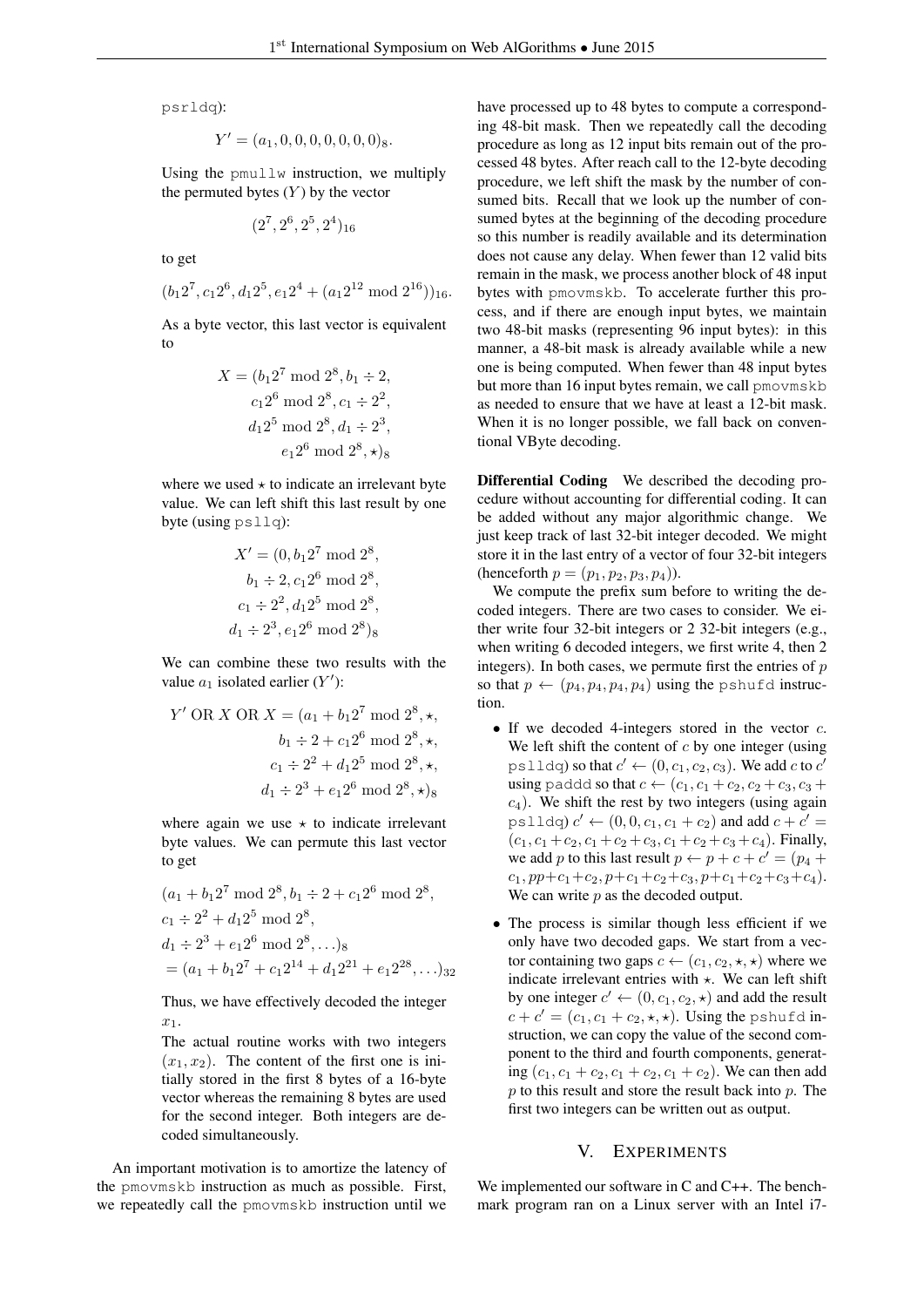psrldq):

$$Y' = (a_1, 0, 0, 0, 0, 0, 0, 0)_8.$$

Using the pmullw instruction, we multiply the permuted bytes ($Y$) by the vector

$$(2^7, 2^6, 2^5, 2^4)_{16}$$

to get

$$(b_1 2^7, c_1 2^6, d_1 2^5, e_1 2^4 + (a_1 2^{12} \bmod 2^{16}))_{16}.$$

As a byte vector, this last vector is equivalent to

$$\begin{aligned} X = (&b_1 2^7 \bmod 2^8, b_1 \div 2, \\ &c_1 2^6 \bmod 2^8, c_1 \div 2^2, \\ &d_1 2^5 \bmod 2^8, d_1 \div 2^3, \\ &e_1 2^6 \bmod 2^8, \star)_8 \end{aligned}$$

where we used $\star$ to indicate an irrelevant byte value. We can left shift this last result by one byte (using psllq):

$$\begin{aligned} X' = (&0, b_1 2^7 \bmod 2^8, \\ &b_1 \div 2, c_1 2^6 \bmod 2^8, \\ &c_1 \div 2^2, d_1 2^5 \bmod 2^8, \\ &d_1 \div 2^3, e_1 2^6 \bmod 2^8)_8 \end{aligned}$$

We can combine these two results with the value $a_1$ isolated earlier ($Y'$):

$$\begin{aligned} Y' \text{ OR } X \text{ OR } X = (&a_1 + b_1 2^7 \bmod 2^8, \star, \\ &b_1 \div 2 + c_1 2^6 \bmod 2^8, \star, \\ &c_1 \div 2^2 + d_1 2^5 \bmod 2^8, \star, \\ &d_1 \div 2^3 + e_1 2^6 \bmod 2^8, \star)_8 \end{aligned}$$

where again we use $\star$ to indicate irrelevant byte values. We can permute this last vector to get

$$\begin{aligned} &(a_1 + b_1 2^7 \bmod 2^8, b_1 \div 2 + c_1 2^6 \bmod 2^8, \\ &c_1 \div 2^2 + d_1 2^5 \bmod 2^8, \\ &d_1 \div 2^3 + e_1 2^6 \bmod 2^8, \ldots)_8 \\ &= (a_1 + b_1 2^7 + c_1 2^{14} + d_1 2^{21} + e_1 2^{28}, \ldots)_{32} \end{aligned}$$

Thus, we have effectively decoded the integer $x_1$.

The actual routine works with two integers $(x_1, x_2)$. The content of the first one is initially stored in the first 8 bytes of a 16-byte vector whereas the remaining 8 bytes are used for the second integer. Both integers are decoded simultaneously.

An important motivation is to amortize the latency of the pmovmskb instruction as much as possible. First, we repeatedly call the pmovmskb instruction until we have processed up to 48 bytes to compute a corresponding 48-bit mask. Then we repeatedly call the decoding procedure as long as 12 input bits remain out of the processed 48 bytes. After reach call to the 12-byte decoding procedure, we left shift the mask by the number of consumed bits. Recall that we look up the number of consumed bytes at the beginning of the decoding procedure so this number is readily available and its determination does not cause any delay. When fewer than 12 valid bits remain in the mask, we process another block of 48 input bytes with pmovmskb. To accelerate further this process, and if there are enough input bytes, we maintain two 48-bit masks (representing 96 input bytes): in this manner, a 48-bit mask is already available while a new one is being computed. When fewer than 48 input bytes but more than 16 input bytes remain, we call pmovmskb as needed to ensure that we have at least a 12-bit mask. When it is no longer possible, we fall back on conventional VByte decoding.

**Differential Coding** We described the decoding procedure without accounting for differential coding. It can be added without any major algorithmic change. We just keep track of last 32-bit integer decoded. We might store it in the last entry of a vector of four 32-bit integers (henceforth $p = (p_1, p_2, p_3, p_4)$).

We compute the prefix sum before to writing the decoded integers. There are two cases to consider. We either write four 32-bit integers or 2 32-bit integers (e.g., when writing 6 decoded integers, we first write 4, then 2 integers). In both cases, we permute first the entries of $p$ so that $p \leftarrow (p_4, p_4, p_4, p_4)$ using the pshufd instruction.

- If we decoded 4-integers stored in the vector $c$. We left shift the content of $c$ by one integer (using pslldq) so that $c' \leftarrow (0, c_1, c_2, c_3)$. We add $c$ to $c'$ using paddd so that $c \leftarrow (c_1, c_1 + c_2, c_2 + c_3, c_3 + c_4)$. We shift the rest by two integers (using again pslldq) $c' \leftarrow (0, 0, c_1, c_1 + c_2)$ and add $c + c' = (c_1, c_1 + c_2, c_1 + c_2 + c_3, c_1 + c_2 + c_3 + c_4)$. Finally, we add $p$ to this last result $p \leftarrow p + c + c' = (p_4 + c_1, pp + c_1 + c_2, p + c_1 + c_2 + c_3, p + c_1 + c_2 + c_3 + c_4)$. We can write $p$ as the decoded output.
- The process is similar though less efficient if we only have two decoded gaps. We start from a vector containing two gaps $c \leftarrow (c_1, c_2, \star, \star)$ where we indicate irrelevant entries with $\star$. We can left shift by one integer $c' \leftarrow (0, c_1, c_2, \star)$ and add the result $c + c' = (c_1, c_1 + c_2, \star, \star)$. Using the pshufd instruction, we can copy the value of the second component to the third and fourth components, generating $(c_1, c_1 + c_2, c_1 + c_2, c_1 + c_2)$. We can then add $p$ to this result and store the result back into $p$. The first two integers can be written out as output.

## V. Experiments

We implemented our software in C and C++. The benchmark program ran on a Linux server with an Intel i7-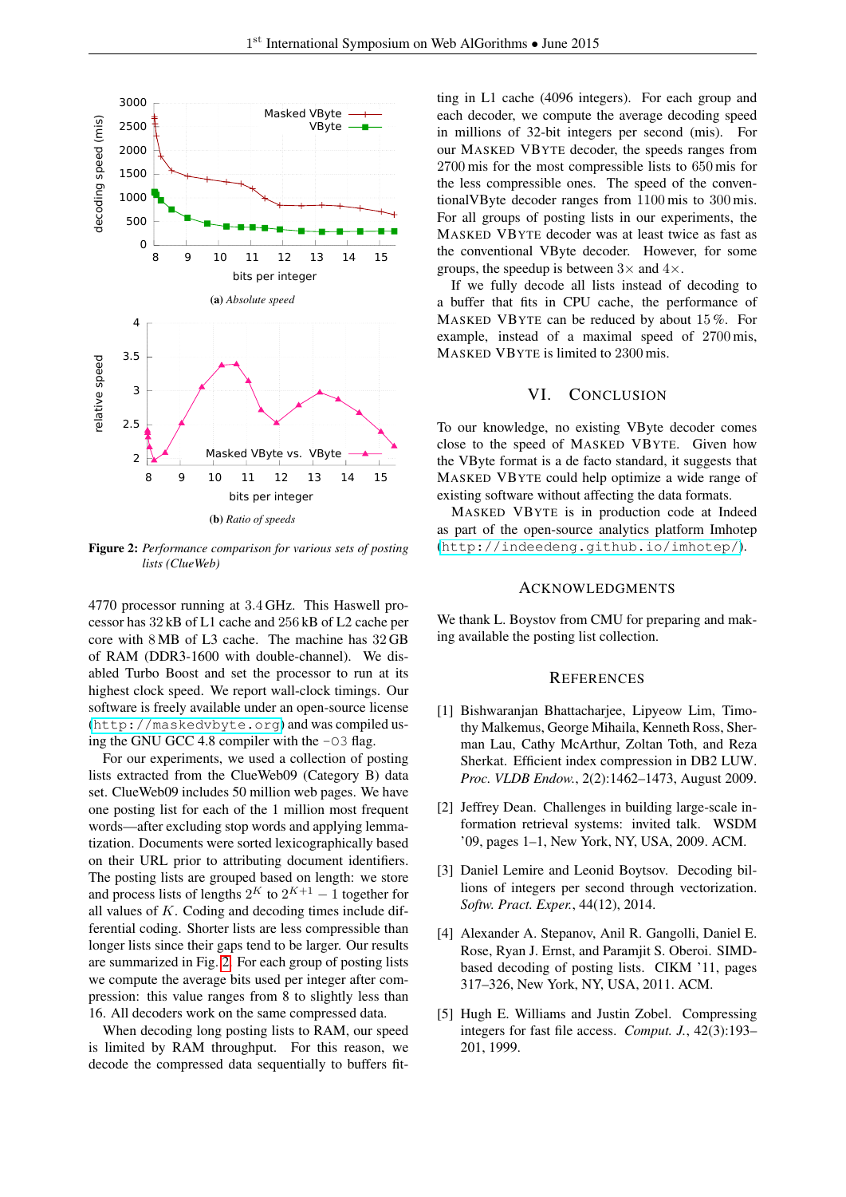3000

2500

2000

1500

1000

500

0

decoding speed (mis)

Masked VByte

VByte

8 9 10 11 12 13 14 15

bits per integer

**(a)** *Absolute speed*

4

3.5

3

2.5

2

relative speed

Masked VByte vs. VByte

8 9 10 11 12 13 14 15

bits per integer

**(b)** *Ratio of speeds*

**Figure 2:** *Performance comparison for various sets of posting lists (ClueWeb)*

4770 processor running at 3.4 GHz. This Haswell processor has 32 kB of L1 cache and 256 kB of L2 cache per core with 8 MB of L3 cache. The machine has 32 GB of RAM (DDR3-1600 with double-channel). We disabled Turbo Boost and set the processor to run at its highest clock speed. We report wall-clock timings. Our software is freely available under an open-source license (`http://maskedvbyte.org`) and was compiled using the GNU GCC 4.8 compiler with the `-O3` flag.

For our experiments, we used a collection of posting lists extracted from the ClueWeb09 (Category B) data set. ClueWeb09 includes 50 million web pages. We have one posting list for each of the 1 million most frequent words—after excluding stop words and applying lemmatization. Documents were sorted lexicographically based on their URL prior to attributing document identifiers. The posting lists are grouped based on length: we store and process lists of lengths $2^K$ to $2^{K+1} - 1$ together for all values of $K$. Coding and decoding times include differential coding. Shorter lists are less compressible than longer lists since their gaps tend to be larger. Our results are summarized in Fig. 2. For each group of posting lists we compute the average bits used per integer after compression: this value ranges from 8 to slightly less than 16. All decoders work on the same compressed data.

When decoding long posting lists to RAM, our speed is limited by RAM throughput. For this reason, we decode the compressed data sequentially to buffers fitting in L1 cache (4096 integers). For each group and each decoder, we compute the average decoding speed in millions of 32-bit integers per second (mis). For our MASKED VBYTE decoder, the speeds ranges from 2700 mis for the most compressible lists to 650 mis for the less compressible ones. The speed of the conventionalVByte decoder ranges from 1100 mis to 300 mis. For all groups of posting lists in our experiments, the MASKED VBYTE decoder was at least twice as fast as the conventional VByte decoder. However, for some groups, the speedup is between $3\times$ and $4\times$.

If we fully decode all lists instead of decoding to a buffer that fits in CPU cache, the performance of MASKED VBYTE can be reduced by about 15 %. For example, instead of a maximal speed of 2700 mis, MASKED VBYTE is limited to 2300 mis.

## VI. CONCLUSION

To our knowledge, no existing VByte decoder comes close to the speed of MASKED VBYTE. Given how the VByte format is a de facto standard, it suggests that MASKED VBYTE could help optimize a wide range of existing software without affecting the data formats.

MASKED VBYTE is in production code at Indeed as part of the open-source analytics platform Imhotep (`http://indeedeng.github.io/imhotep/`).

## ACKNOWLEDGMENTS

We thank L. Boystov from CMU for preparing and making available the posting list collection.

## REFERENCES

[1] Bishwaranjan Bhattacharjee, Lipyeow Lim, Timothy Malkemus, George Mihaila, Kenneth Ross, Sherman Lau, Cathy McArthur, Zoltan Toth, and Reza Sherkat. Efficient index compression in DB2 LUW. *Proc. VLDB Endow.*, 2(2):1462–1473, August 2009.

[2] Jeffrey Dean. Challenges in building large-scale information retrieval systems: invited talk. WSDM '09, pages 1–1, New York, NY, USA, 2009. ACM.

[3] Daniel Lemire and Leonid Boytsov. Decoding billions of integers per second through vectorization. *Softw. Pract. Exper.*, 44(12), 2014.

[4] Alexander A. Stepanov, Anil R. Gangolli, Daniel E. Rose, Ryan J. Ernst, and Paramjit S. Oberoi. SIMD-based decoding of posting lists. CIKM '11, pages 317–326, New York, NY, USA, 2011. ACM.

[5] Hugh E. Williams and Justin Zobel. Compressing integers for fast file access. *Comput. J.*, 42(3):193–201, 1999.